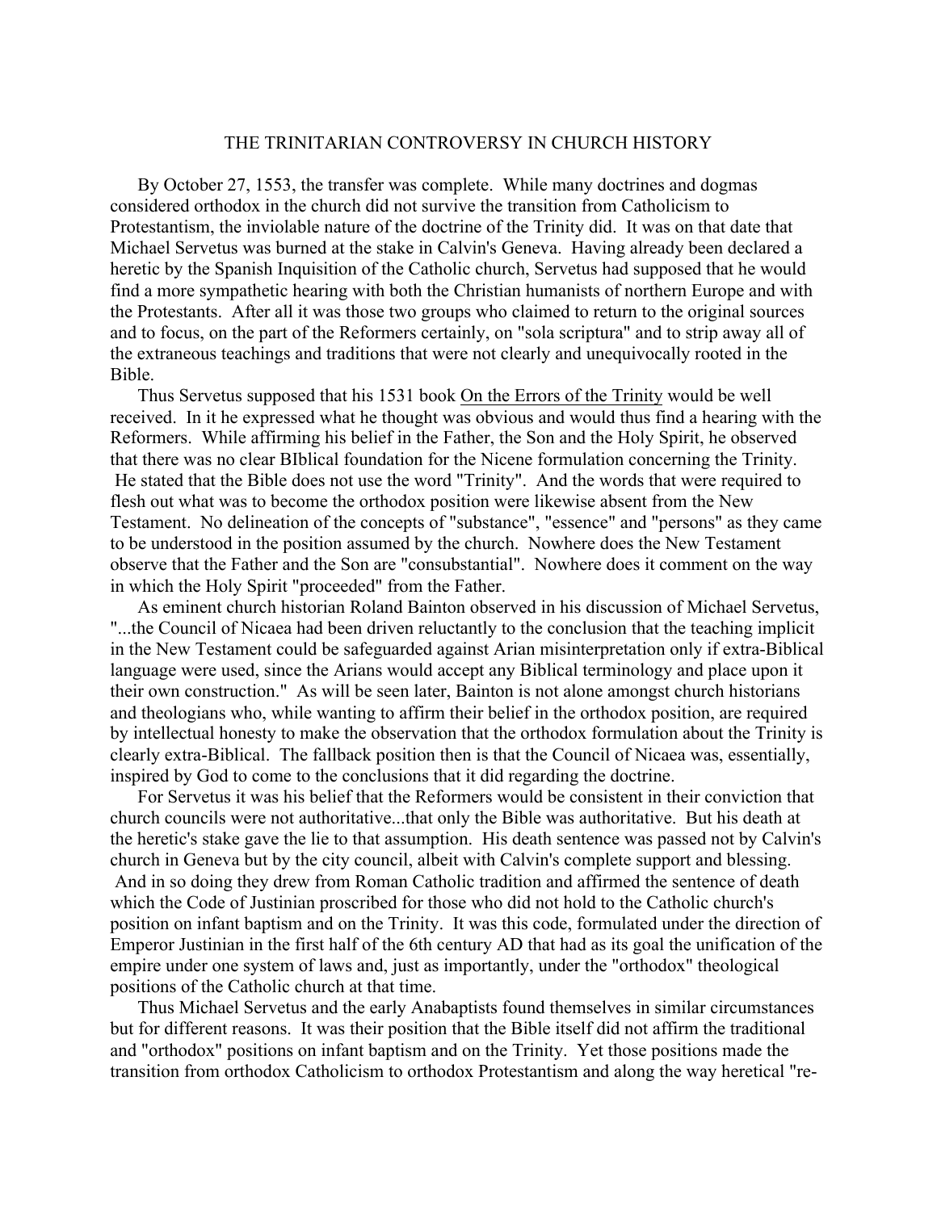# THE TRINITARIAN CONTROVERSY IN CHURCH HISTORY

By October 27, 1553, the transfer was complete. While many doctrines and dogmas considered orthodox in the church did not survive the transition from Catholicism to Protestantism, the inviolable nature of the doctrine of the Trinity did. It was on that date that Michael Servetus was burned at the stake in Calvin's Geneva. Having already been declared a heretic by the Spanish Inquisition of the Catholic church, Servetus had supposed that he would find a more sympathetic hearing with both the Christian humanists of northern Europe and with the Protestants. After all it was those two groups who claimed to return to the original sources and to focus, on the part of the Reformers certainly, on "sola scriptura" and to strip away all of the extraneous teachings and traditions that were not clearly and unequivocally rooted in the Bible.

Thus Servetus supposed that his 1531 book On the Errors of the Trinity would be well received. In it he expressed what he thought was obvious and would thus find a hearing with the Reformers. While affirming his belief in the Father, the Son and the Holy Spirit, he observed that there was no clear BIblical foundation for the Nicene formulation concerning the Trinity. He stated that the Bible does not use the word "Trinity". And the words that were required to flesh out what was to become the orthodox position were likewise absent from the New Testament. No delineation of the concepts of "substance", "essence" and "persons" as they came to be understood in the position assumed by the church. Nowhere does the New Testament observe that the Father and the Son are "consubstantial". Nowhere does it comment on the way in which the Holy Spirit "proceeded" from the Father.

As eminent church historian Roland Bainton observed in his discussion of Michael Servetus, "...the Council of Nicaea had been driven reluctantly to the conclusion that the teaching implicit in the New Testament could be safeguarded against Arian misinterpretation only if extra-Biblical language were used, since the Arians would accept any Biblical terminology and place upon it their own construction." As will be seen later, Bainton is not alone amongst church historians and theologians who, while wanting to affirm their belief in the orthodox position, are required by intellectual honesty to make the observation that the orthodox formulation about the Trinity is clearly extra-Biblical. The fallback position then is that the Council of Nicaea was, essentially, inspired by God to come to the conclusions that it did regarding the doctrine.

For Servetus it was his belief that the Reformers would be consistent in their conviction that church councils were not authoritative...that only the Bible was authoritative. But his death at the heretic's stake gave the lie to that assumption. His death sentence was passed not by Calvin's church in Geneva but by the city council, albeit with Calvin's complete support and blessing. And in so doing they drew from Roman Catholic tradition and affirmed the sentence of death which the Code of Justinian proscribed for those who did not hold to the Catholic church's position on infant baptism and on the Trinity. It was this code, formulated under the direction of Emperor Justinian in the first half of the 6th century AD that had as its goal the unification of the empire under one system of laws and, just as importantly, under the "orthodox" theological positions of the Catholic church at that time.

Thus Michael Servetus and the early Anabaptists found themselves in similar circumstances but for different reasons. It was their position that the Bible itself did not affirm the traditional and "orthodox" positions on infant baptism and on the Trinity. Yet those positions made the transition from orthodox Catholicism to orthodox Protestantism and along the way heretical "re-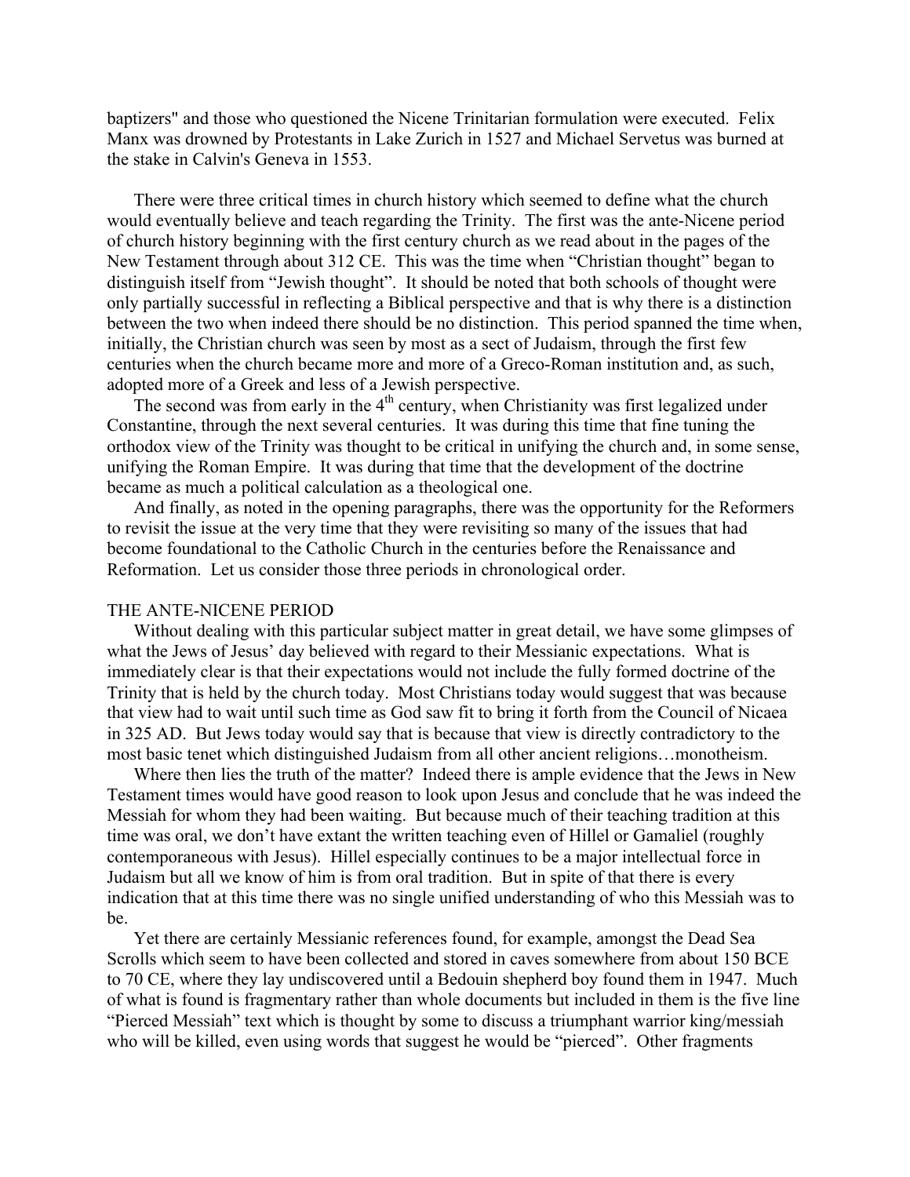baptizers" and those who questioned the Nicene Trinitarian formulation were executed. Felix Manx was drowned by Protestants in Lake Zurich in 1527 and Michael Servetus was burned at the stake in Calvin's Geneva in 1553.

There were three critical times in church history which seemed to define what the church would eventually believe and teach regarding the Trinity. The first was the ante-Nicene period of church history beginning with the first century church as we read about in the pages of the New Testament through about 312 CE. This was the time when "Christian thought" began to distinguish itself from "Jewish thought". It should be noted that both schools of thought were only partially successful in reflecting a Biblical perspective and that is why there is a distinction between the two when indeed there should be no distinction. This period spanned the time when, initially, the Christian church was seen by most as a sect of Judaism, through the first few centuries when the church became more and more of a Greco-Roman institution and, as such, adopted more of a Greek and less of a Jewish perspective.

The second was from early in the 4th century, when Christianity was first legalized under Constantine, through the next several centuries. It was during this time that fine tuning the orthodox view of the Trinity was thought to be critical in unifying the church and, in some sense, unifying the Roman Empire. It was during that time that the development of the doctrine became as much a political calculation as a theological one.

And finally, as noted in the opening paragraphs, there was the opportunity for the Reformers to revisit the issue at the very time that they were revisiting so many of the issues that had become foundational to the Catholic Church in the centuries before the Renaissance and Reformation. Let us consider those three periods in chronological order.

## THE ANTE-NICENE PERIOD

Without dealing with this particular subject matter in great detail, we have some glimpses of what the Jews of Jesus' day believed with regard to their Messianic expectations. What is immediately clear is that their expectations would not include the fully formed doctrine of the Trinity that is held by the church today. Most Christians today would suggest that was because that view had to wait until such time as God saw fit to bring it forth from the Council of Nicaea in 325 AD. But Jews today would say that is because that view is directly contradictory to the most basic tenet which distinguished Judaism from all other ancient religions…monotheism.

Where then lies the truth of the matter? Indeed there is ample evidence that the Jews in New Testament times would have good reason to look upon Jesus and conclude that he was indeed the Messiah for whom they had been waiting. But because much of their teaching tradition at this time was oral, we don't have extant the written teaching even of Hillel or Gamaliel (roughly contemporaneous with Jesus). Hillel especially continues to be a major intellectual force in Judaism but all we know of him is from oral tradition. But in spite of that there is every indication that at this time there was no single unified understanding of who this Messiah was to be.

Yet there are certainly Messianic references found, for example, amongst the Dead Sea Scrolls which seem to have been collected and stored in caves somewhere from about 150 BCE to 70 CE, where they lay undiscovered until a Bedouin shepherd boy found them in 1947. Much of what is found is fragmentary rather than whole documents but included in them is the five line "Pierced Messiah" text which is thought by some to discuss a triumphant warrior king/messiah who will be killed, even using words that suggest he would be "pierced". Other fragments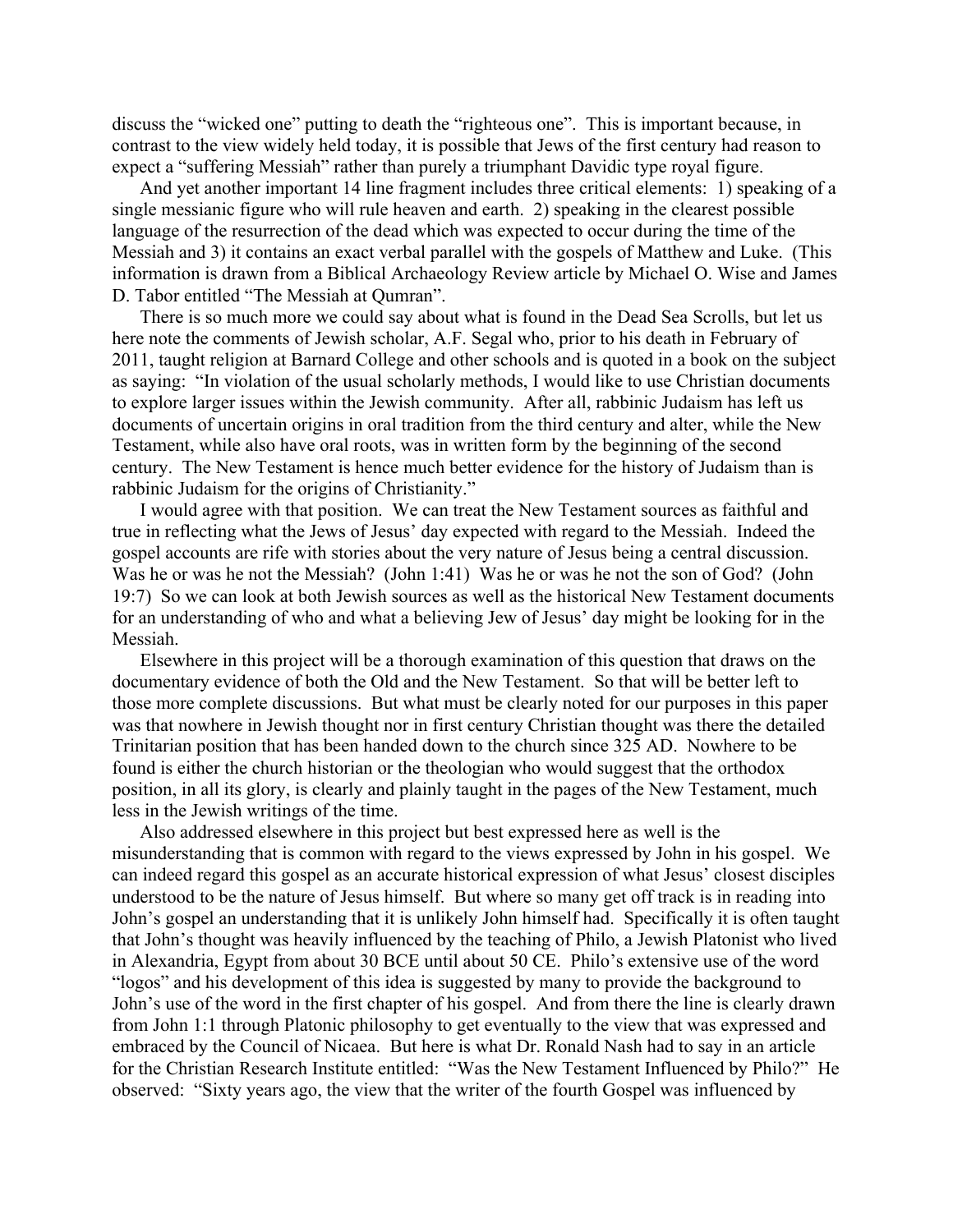discuss the "wicked one" putting to death the "righteous one". This is important because, in contrast to the view widely held today, it is possible that Jews of the first century had reason to expect a "suffering Messiah" rather than purely a triumphant Davidic type royal figure.

And yet another important 14 line fragment includes three critical elements: 1) speaking of a single messianic figure who will rule heaven and earth. 2) speaking in the clearest possible language of the resurrection of the dead which was expected to occur during the time of the Messiah and 3) it contains an exact verbal parallel with the gospels of Matthew and Luke. (This information is drawn from a Biblical Archaeology Review article by Michael O. Wise and James D. Tabor entitled "The Messiah at Qumran".

There is so much more we could say about what is found in the Dead Sea Scrolls, but let us here note the comments of Jewish scholar, A.F. Segal who, prior to his death in February of 2011, taught religion at Barnard College and other schools and is quoted in a book on the subject as saying: "In violation of the usual scholarly methods, I would like to use Christian documents to explore larger issues within the Jewish community. After all, rabbinic Judaism has left us documents of uncertain origins in oral tradition from the third century and alter, while the New Testament, while also have oral roots, was in written form by the beginning of the second century. The New Testament is hence much better evidence for the history of Judaism than is rabbinic Judaism for the origins of Christianity."

I would agree with that position. We can treat the New Testament sources as faithful and true in reflecting what the Jews of Jesus' day expected with regard to the Messiah. Indeed the gospel accounts are rife with stories about the very nature of Jesus being a central discussion. Was he or was he not the Messiah? (John 1:41) Was he or was he not the son of God? (John 19:7) So we can look at both Jewish sources as well as the historical New Testament documents for an understanding of who and what a believing Jew of Jesus' day might be looking for in the Messiah.

Elsewhere in this project will be a thorough examination of this question that draws on the documentary evidence of both the Old and the New Testament. So that will be better left to those more complete discussions. But what must be clearly noted for our purposes in this paper was that nowhere in Jewish thought nor in first century Christian thought was there the detailed Trinitarian position that has been handed down to the church since 325 AD. Nowhere to be found is either the church historian or the theologian who would suggest that the orthodox position, in all its glory, is clearly and plainly taught in the pages of the New Testament, much less in the Jewish writings of the time.

Also addressed elsewhere in this project but best expressed here as well is the misunderstanding that is common with regard to the views expressed by John in his gospel. We can indeed regard this gospel as an accurate historical expression of what Jesus' closest disciples understood to be the nature of Jesus himself. But where so many get off track is in reading into John's gospel an understanding that it is unlikely John himself had. Specifically it is often taught that John's thought was heavily influenced by the teaching of Philo, a Jewish Platonist who lived in Alexandria, Egypt from about 30 BCE until about 50 CE. Philo's extensive use of the word "logos" and his development of this idea is suggested by many to provide the background to John's use of the word in the first chapter of his gospel. And from there the line is clearly drawn from John 1:1 through Platonic philosophy to get eventually to the view that was expressed and embraced by the Council of Nicaea. But here is what Dr. Ronald Nash had to say in an article for the Christian Research Institute entitled: "Was the New Testament Influenced by Philo?" He observed: "Sixty years ago, the view that the writer of the fourth Gospel was influenced by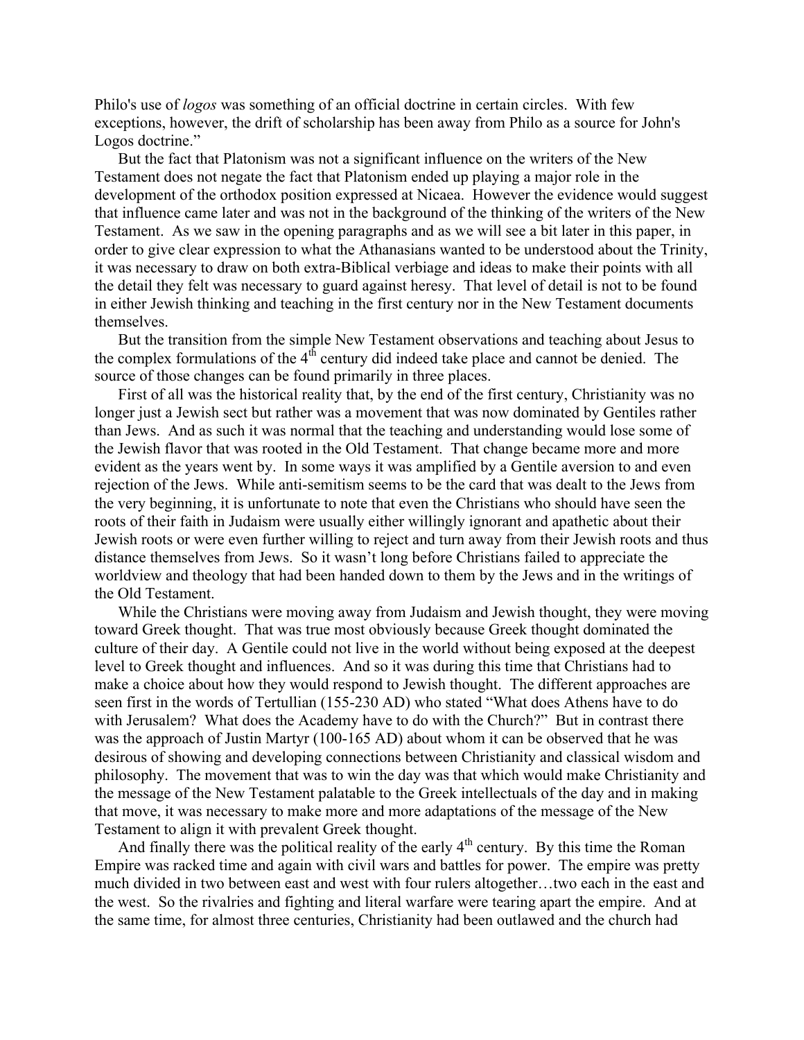Philo's use of *logos* was something of an official doctrine in certain circles. With few exceptions, however, the drift of scholarship has been away from Philo as a source for John's Logos doctrine."

But the fact that Platonism was not a significant influence on the writers of the New Testament does not negate the fact that Platonism ended up playing a major role in the development of the orthodox position expressed at Nicaea. However the evidence would suggest that influence came later and was not in the background of the thinking of the writers of the New Testament. As we saw in the opening paragraphs and as we will see a bit later in this paper, in order to give clear expression to what the Athanasians wanted to be understood about the Trinity, it was necessary to draw on both extra-Biblical verbiage and ideas to make their points with all the detail they felt was necessary to guard against heresy. That level of detail is not to be found in either Jewish thinking and teaching in the first century nor in the New Testament documents themselves.

But the transition from the simple New Testament observations and teaching about Jesus to the complex formulations of the 4th century did indeed take place and cannot be denied. The source of those changes can be found primarily in three places.

First of all was the historical reality that, by the end of the first century, Christianity was no longer just a Jewish sect but rather was a movement that was now dominated by Gentiles rather than Jews. And as such it was normal that the teaching and understanding would lose some of the Jewish flavor that was rooted in the Old Testament. That change became more and more evident as the years went by. In some ways it was amplified by a Gentile aversion to and even rejection of the Jews. While anti-semitism seems to be the card that was dealt to the Jews from the very beginning, it is unfortunate to note that even the Christians who should have seen the roots of their faith in Judaism were usually either willingly ignorant and apathetic about their Jewish roots or were even further willing to reject and turn away from their Jewish roots and thus distance themselves from Jews. So it wasn't long before Christians failed to appreciate the worldview and theology that had been handed down to them by the Jews and in the writings of the Old Testament.

While the Christians were moving away from Judaism and Jewish thought, they were moving toward Greek thought. That was true most obviously because Greek thought dominated the culture of their day. A Gentile could not live in the world without being exposed at the deepest level to Greek thought and influences. And so it was during this time that Christians had to make a choice about how they would respond to Jewish thought. The different approaches are seen first in the words of Tertullian (155-230 AD) who stated "What does Athens have to do with Jerusalem? What does the Academy have to do with the Church?" But in contrast there was the approach of Justin Martyr (100-165 AD) about whom it can be observed that he was desirous of showing and developing connections between Christianity and classical wisdom and philosophy. The movement that was to win the day was that which would make Christianity and the message of the New Testament palatable to the Greek intellectuals of the day and in making that move, it was necessary to make more and more adaptations of the message of the New Testament to align it with prevalent Greek thought.

And finally there was the political reality of the early 4th century. By this time the Roman Empire was racked time and again with civil wars and battles for power. The empire was pretty much divided in two between east and west with four rulers altogether…two each in the east and the west. So the rivalries and fighting and literal warfare were tearing apart the empire. And at the same time, for almost three centuries, Christianity had been outlawed and the church had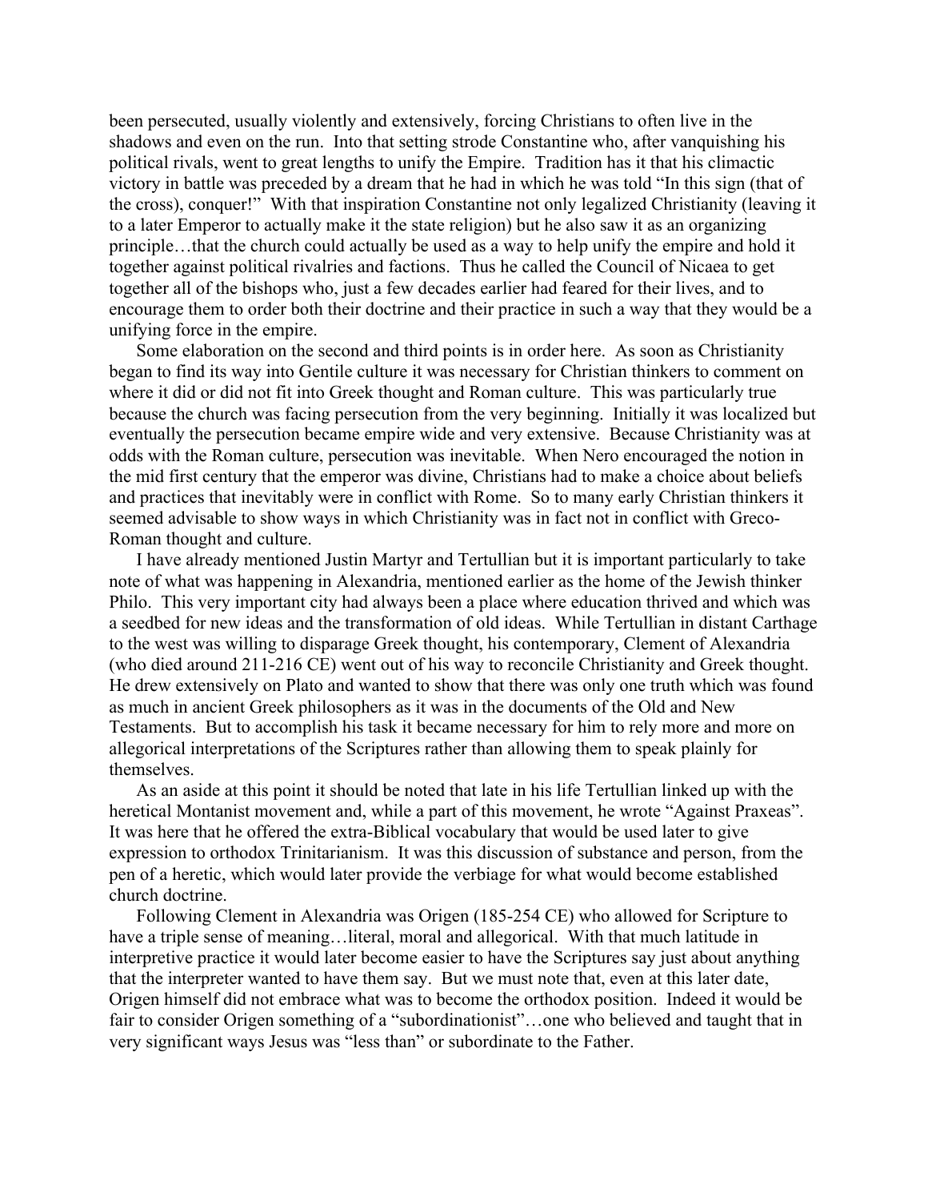been persecuted, usually violently and extensively, forcing Christians to often live in the shadows and even on the run. Into that setting strode Constantine who, after vanquishing his political rivals, went to great lengths to unify the Empire. Tradition has it that his climactic victory in battle was preceded by a dream that he had in which he was told "In this sign (that of the cross), conquer!" With that inspiration Constantine not only legalized Christianity (leaving it to a later Emperor to actually make it the state religion) but he also saw it as an organizing principle…that the church could actually be used as a way to help unify the empire and hold it together against political rivalries and factions. Thus he called the Council of Nicaea to get together all of the bishops who, just a few decades earlier had feared for their lives, and to encourage them to order both their doctrine and their practice in such a way that they would be a unifying force in the empire.

Some elaboration on the second and third points is in order here. As soon as Christianity began to find its way into Gentile culture it was necessary for Christian thinkers to comment on where it did or did not fit into Greek thought and Roman culture. This was particularly true because the church was facing persecution from the very beginning. Initially it was localized but eventually the persecution became empire wide and very extensive. Because Christianity was at odds with the Roman culture, persecution was inevitable. When Nero encouraged the notion in the mid first century that the emperor was divine, Christians had to make a choice about beliefs and practices that inevitably were in conflict with Rome. So to many early Christian thinkers it seemed advisable to show ways in which Christianity was in fact not in conflict with Greco-Roman thought and culture.

I have already mentioned Justin Martyr and Tertullian but it is important particularly to take note of what was happening in Alexandria, mentioned earlier as the home of the Jewish thinker Philo. This very important city had always been a place where education thrived and which was a seedbed for new ideas and the transformation of old ideas. While Tertullian in distant Carthage to the west was willing to disparage Greek thought, his contemporary, Clement of Alexandria (who died around 211-216 CE) went out of his way to reconcile Christianity and Greek thought. He drew extensively on Plato and wanted to show that there was only one truth which was found as much in ancient Greek philosophers as it was in the documents of the Old and New Testaments. But to accomplish his task it became necessary for him to rely more and more on allegorical interpretations of the Scriptures rather than allowing them to speak plainly for themselves.

As an aside at this point it should be noted that late in his life Tertullian linked up with the heretical Montanist movement and, while a part of this movement, he wrote "Against Praxeas". It was here that he offered the extra-Biblical vocabulary that would be used later to give expression to orthodox Trinitarianism. It was this discussion of substance and person, from the pen of a heretic, which would later provide the verbiage for what would become established church doctrine.

Following Clement in Alexandria was Origen (185-254 CE) who allowed for Scripture to have a triple sense of meaning…literal, moral and allegorical. With that much latitude in interpretive practice it would later become easier to have the Scriptures say just about anything that the interpreter wanted to have them say. But we must note that, even at this later date, Origen himself did not embrace what was to become the orthodox position. Indeed it would be fair to consider Origen something of a "subordinationist"…one who believed and taught that in very significant ways Jesus was "less than" or subordinate to the Father.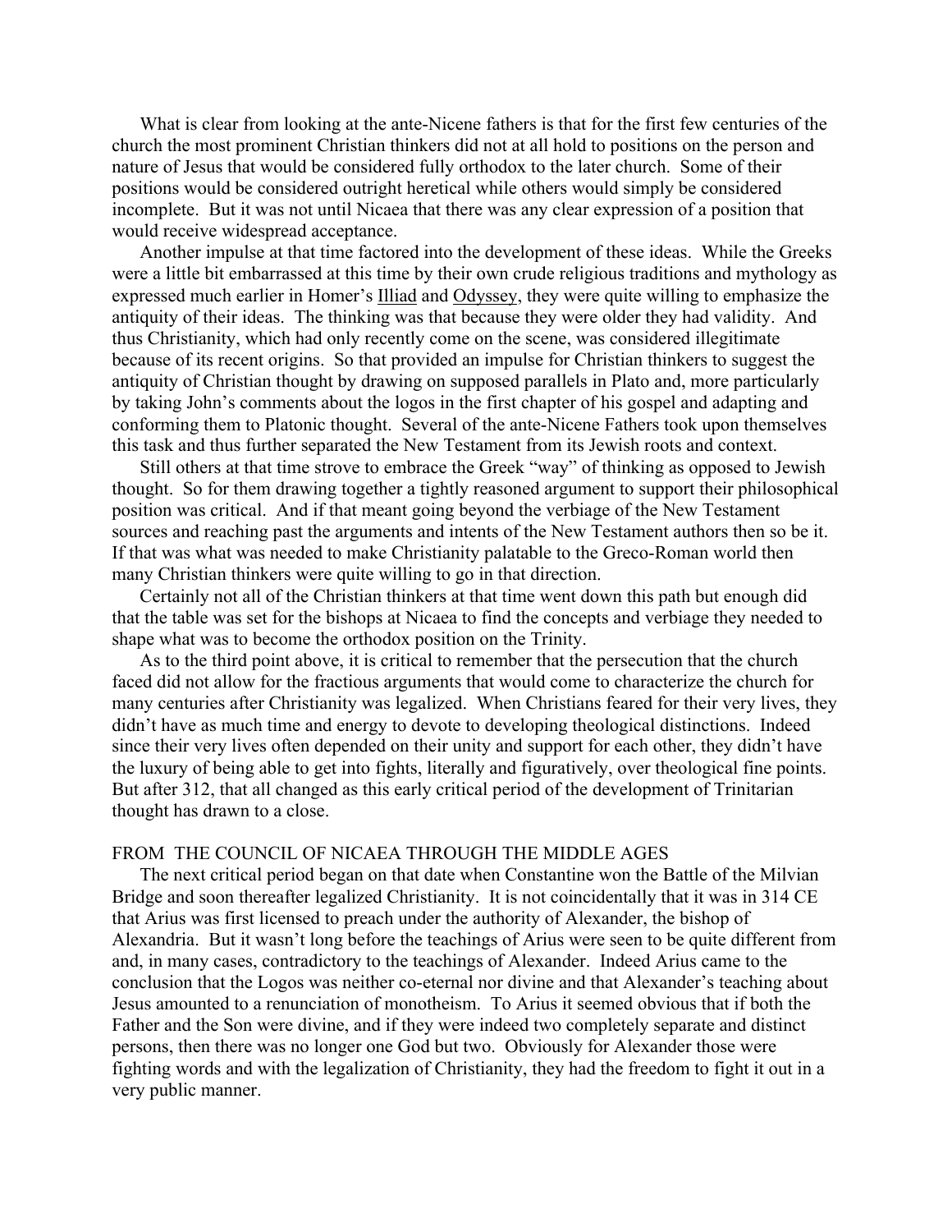What is clear from looking at the ante-Nicene fathers is that for the first few centuries of the church the most prominent Christian thinkers did not at all hold to positions on the person and nature of Jesus that would be considered fully orthodox to the later church. Some of their positions would be considered outright heretical while others would simply be considered incomplete. But it was not until Nicaea that there was any clear expression of a position that would receive widespread acceptance.

Another impulse at that time factored into the development of these ideas. While the Greeks were a little bit embarrassed at this time by their own crude religious traditions and mythology as expressed much earlier in Homer's Illiad and Odyssey, they were quite willing to emphasize the antiquity of their ideas. The thinking was that because they were older they had validity. And thus Christianity, which had only recently come on the scene, was considered illegitimate because of its recent origins. So that provided an impulse for Christian thinkers to suggest the antiquity of Christian thought by drawing on supposed parallels in Plato and, more particularly by taking John's comments about the logos in the first chapter of his gospel and adapting and conforming them to Platonic thought. Several of the ante-Nicene Fathers took upon themselves this task and thus further separated the New Testament from its Jewish roots and context.

Still others at that time strove to embrace the Greek "way" of thinking as opposed to Jewish thought. So for them drawing together a tightly reasoned argument to support their philosophical position was critical. And if that meant going beyond the verbiage of the New Testament sources and reaching past the arguments and intents of the New Testament authors then so be it. If that was what was needed to make Christianity palatable to the Greco-Roman world then many Christian thinkers were quite willing to go in that direction.

Certainly not all of the Christian thinkers at that time went down this path but enough did that the table was set for the bishops at Nicaea to find the concepts and verbiage they needed to shape what was to become the orthodox position on the Trinity.

As to the third point above, it is critical to remember that the persecution that the church faced did not allow for the fractious arguments that would come to characterize the church for many centuries after Christianity was legalized. When Christians feared for their very lives, they didn't have as much time and energy to devote to developing theological distinctions. Indeed since their very lives often depended on their unity and support for each other, they didn't have the luxury of being able to get into fights, literally and figuratively, over theological fine points. But after 312, that all changed as this early critical period of the development of Trinitarian thought has drawn to a close.

## FROM THE COUNCIL OF NICAEA THROUGH THE MIDDLE AGES

The next critical period began on that date when Constantine won the Battle of the Milvian Bridge and soon thereafter legalized Christianity. It is not coincidentally that it was in 314 CE that Arius was first licensed to preach under the authority of Alexander, the bishop of Alexandria. But it wasn't long before the teachings of Arius were seen to be quite different from and, in many cases, contradictory to the teachings of Alexander. Indeed Arius came to the conclusion that the Logos was neither co-eternal nor divine and that Alexander's teaching about Jesus amounted to a renunciation of monotheism. To Arius it seemed obvious that if both the Father and the Son were divine, and if they were indeed two completely separate and distinct persons, then there was no longer one God but two. Obviously for Alexander those were fighting words and with the legalization of Christianity, they had the freedom to fight it out in a very public manner.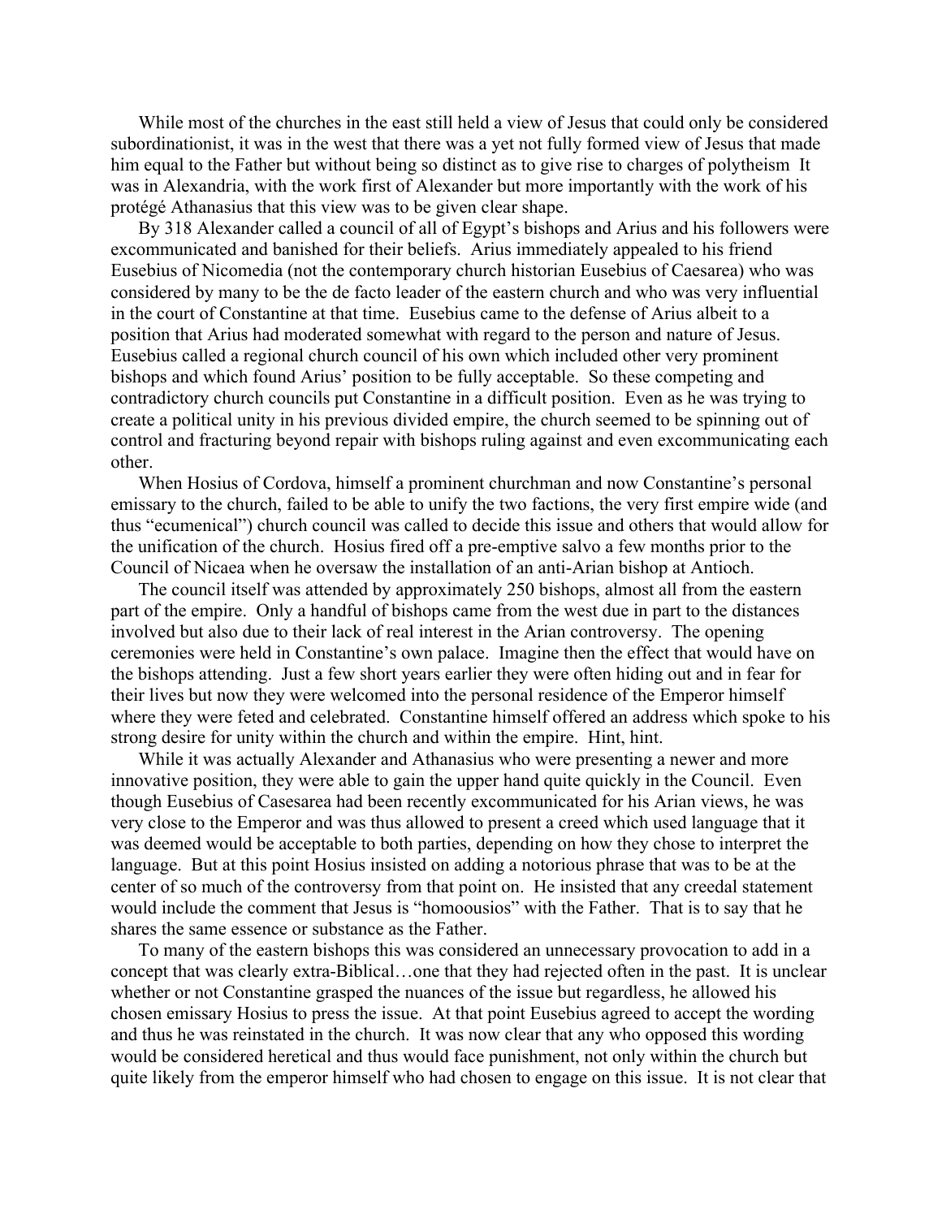While most of the churches in the east still held a view of Jesus that could only be considered subordinationist, it was in the west that there was a yet not fully formed view of Jesus that made him equal to the Father but without being so distinct as to give rise to charges of polytheism  It was in Alexandria, with the work first of Alexander but more importantly with the work of his protégé Athanasius that this view was to be given clear shape.

By 318 Alexander called a council of all of Egypt's bishops and Arius and his followers were excommunicated and banished for their beliefs.  Arius immediately appealed to his friend Eusebius of Nicomedia (not the contemporary church historian Eusebius of Caesarea) who was considered by many to be the de facto leader of the eastern church and who was very influential in the court of Constantine at that time.  Eusebius came to the defense of Arius albeit to a position that Arius had moderated somewhat with regard to the person and nature of Jesus. Eusebius called a regional church council of his own which included other very prominent bishops and which found Arius' position to be fully acceptable.  So these competing and contradictory church councils put Constantine in a difficult position.  Even as he was trying to create a political unity in his previous divided empire, the church seemed to be spinning out of control and fracturing beyond repair with bishops ruling against and even excommunicating each other.

When Hosius of Cordova, himself a prominent churchman and now Constantine's personal emissary to the church, failed to be able to unify the two factions, the very first empire wide (and thus "ecumenical") church council was called to decide this issue and others that would allow for the unification of the church.  Hosius fired off a pre-emptive salvo a few months prior to the Council of Nicaea when he oversaw the installation of an anti-Arian bishop at Antioch.

The council itself was attended by approximately 250 bishops, almost all from the eastern part of the empire.  Only a handful of bishops came from the west due in part to the distances involved but also due to their lack of real interest in the Arian controversy.  The opening ceremonies were held in Constantine's own palace.  Imagine then the effect that would have on the bishops attending.  Just a few short years earlier they were often hiding out and in fear for their lives but now they were welcomed into the personal residence of the Emperor himself where they were feted and celebrated.  Constantine himself offered an address which spoke to his strong desire for unity within the church and within the empire.  Hint, hint.

While it was actually Alexander and Athanasius who were presenting a newer and more innovative position, they were able to gain the upper hand quite quickly in the Council.  Even though Eusebius of Casesarea had been recently excommunicated for his Arian views, he was very close to the Emperor and was thus allowed to present a creed which used language that it was deemed would be acceptable to both parties, depending on how they chose to interpret the language.  But at this point Hosius insisted on adding a notorious phrase that was to be at the center of so much of the controversy from that point on.  He insisted that any creedal statement would include the comment that Jesus is "homoousios" with the Father.  That is to say that he shares the same essence or substance as the Father.

To many of the eastern bishops this was considered an unnecessary provocation to add in a concept that was clearly extra-Biblical…one that they had rejected often in the past.  It is unclear whether or not Constantine grasped the nuances of the issue but regardless, he allowed his chosen emissary Hosius to press the issue.  At that point Eusebius agreed to accept the wording and thus he was reinstated in the church.  It was now clear that any who opposed this wording would be considered heretical and thus would face punishment, not only within the church but quite likely from the emperor himself who had chosen to engage on this issue.  It is not clear that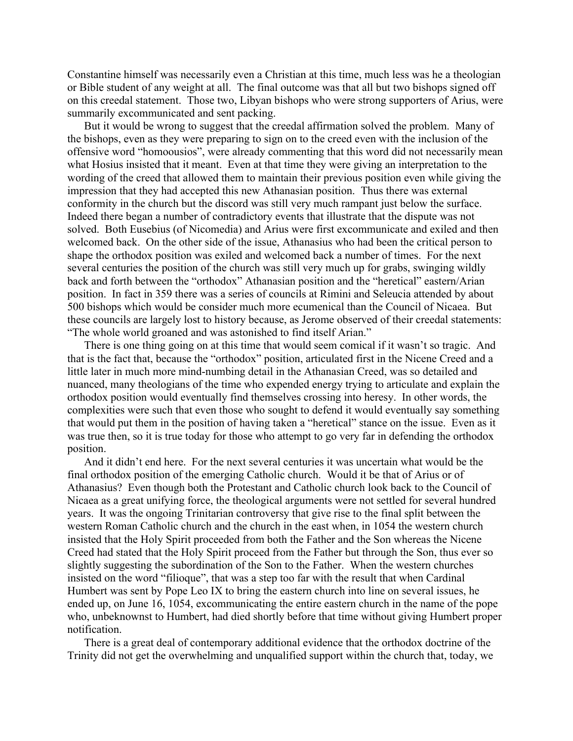Constantine himself was necessarily even a Christian at this time, much less was he a theologian or Bible student of any weight at all. The final outcome was that all but two bishops signed off on this creedal statement. Those two, Libyan bishops who were strong supporters of Arius, were summarily excommunicated and sent packing.

But it would be wrong to suggest that the creedal affirmation solved the problem. Many of the bishops, even as they were preparing to sign on to the creed even with the inclusion of the offensive word "homoousios", were already commenting that this word did not necessarily mean what Hosius insisted that it meant. Even at that time they were giving an interpretation to the wording of the creed that allowed them to maintain their previous position even while giving the impression that they had accepted this new Athanasian position. Thus there was external conformity in the church but the discord was still very much rampant just below the surface. Indeed there began a number of contradictory events that illustrate that the dispute was not solved. Both Eusebius (of Nicomedia) and Arius were first excommunicate and exiled and then welcomed back. On the other side of the issue, Athanasius who had been the critical person to shape the orthodox position was exiled and welcomed back a number of times. For the next several centuries the position of the church was still very much up for grabs, swinging wildly back and forth between the "orthodox" Athanasian position and the "heretical" eastern/Arian position. In fact in 359 there was a series of councils at Rimini and Seleucia attended by about 500 bishops which would be consider much more ecumenical than the Council of Nicaea. But these councils are largely lost to history because, as Jerome observed of their creedal statements: "The whole world groaned and was astonished to find itself Arian."

There is one thing going on at this time that would seem comical if it wasn't so tragic. And that is the fact that, because the "orthodox" position, articulated first in the Nicene Creed and a little later in much more mind-numbing detail in the Athanasian Creed, was so detailed and nuanced, many theologians of the time who expended energy trying to articulate and explain the orthodox position would eventually find themselves crossing into heresy. In other words, the complexities were such that even those who sought to defend it would eventually say something that would put them in the position of having taken a "heretical" stance on the issue. Even as it was true then, so it is true today for those who attempt to go very far in defending the orthodox position.

And it didn't end here. For the next several centuries it was uncertain what would be the final orthodox position of the emerging Catholic church. Would it be that of Arius or of Athanasius? Even though both the Protestant and Catholic church look back to the Council of Nicaea as a great unifying force, the theological arguments were not settled for several hundred years. It was the ongoing Trinitarian controversy that give rise to the final split between the western Roman Catholic church and the church in the east when, in 1054 the western church insisted that the Holy Spirit proceeded from both the Father and the Son whereas the Nicene Creed had stated that the Holy Spirit proceed from the Father but through the Son, thus ever so slightly suggesting the subordination of the Son to the Father. When the western churches insisted on the word "filioque", that was a step too far with the result that when Cardinal Humbert was sent by Pope Leo IX to bring the eastern church into line on several issues, he ended up, on June 16, 1054, excommunicating the entire eastern church in the name of the pope who, unbeknownst to Humbert, had died shortly before that time without giving Humbert proper notification.

There is a great deal of contemporary additional evidence that the orthodox doctrine of the Trinity did not get the overwhelming and unqualified support within the church that, today, we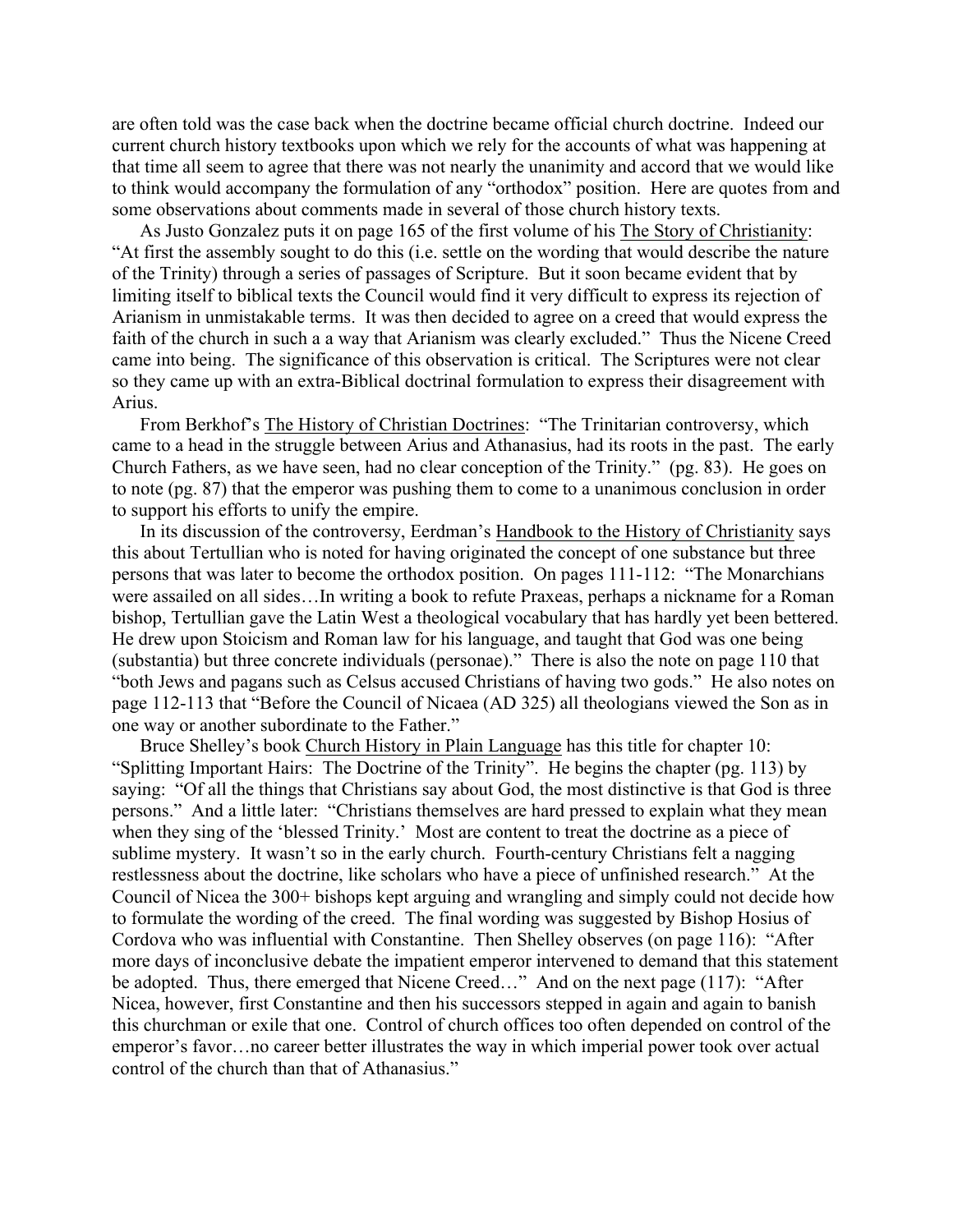are often told was the case back when the doctrine became official church doctrine. Indeed our current church history textbooks upon which we rely for the accounts of what was happening at that time all seem to agree that there was not nearly the unanimity and accord that we would like to think would accompany the formulation of any "orthodox" position. Here are quotes from and some observations about comments made in several of those church history texts.

As Justo Gonzalez puts it on page 165 of the first volume of his The Story of Christianity: "At first the assembly sought to do this (i.e. settle on the wording that would describe the nature of the Trinity) through a series of passages of Scripture. But it soon became evident that by limiting itself to biblical texts the Council would find it very difficult to express its rejection of Arianism in unmistakable terms. It was then decided to agree on a creed that would express the faith of the church in such a a way that Arianism was clearly excluded." Thus the Nicene Creed came into being. The significance of this observation is critical. The Scriptures were not clear so they came up with an extra-Biblical doctrinal formulation to express their disagreement with Arius.

From Berkhof's The History of Christian Doctrines: "The Trinitarian controversy, which came to a head in the struggle between Arius and Athanasius, had its roots in the past. The early Church Fathers, as we have seen, had no clear conception of the Trinity." (pg. 83). He goes on to note (pg. 87) that the emperor was pushing them to come to a unanimous conclusion in order to support his efforts to unify the empire.

In its discussion of the controversy, Eerdman's Handbook to the History of Christianity says this about Tertullian who is noted for having originated the concept of one substance but three persons that was later to become the orthodox position. On pages 111-112: "The Monarchians were assailed on all sides…In writing a book to refute Praxeas, perhaps a nickname for a Roman bishop, Tertullian gave the Latin West a theological vocabulary that has hardly yet been bettered. He drew upon Stoicism and Roman law for his language, and taught that God was one being (substantia) but three concrete individuals (personae)." There is also the note on page 110 that "both Jews and pagans such as Celsus accused Christians of having two gods." He also notes on page 112-113 that "Before the Council of Nicaea (AD 325) all theologians viewed the Son as in one way or another subordinate to the Father."

Bruce Shelley's book Church History in Plain Language has this title for chapter 10: "Splitting Important Hairs: The Doctrine of the Trinity". He begins the chapter (pg. 113) by saying: "Of all the things that Christians say about God, the most distinctive is that God is three persons." And a little later: "Christians themselves are hard pressed to explain what they mean when they sing of the 'blessed Trinity.' Most are content to treat the doctrine as a piece of sublime mystery. It wasn't so in the early church. Fourth-century Christians felt a nagging restlessness about the doctrine, like scholars who have a piece of unfinished research." At the Council of Nicea the 300+ bishops kept arguing and wrangling and simply could not decide how to formulate the wording of the creed. The final wording was suggested by Bishop Hosius of Cordova who was influential with Constantine. Then Shelley observes (on page 116): "After more days of inconclusive debate the impatient emperor intervened to demand that this statement be adopted. Thus, there emerged that Nicene Creed…" And on the next page (117): "After Nicea, however, first Constantine and then his successors stepped in again and again to banish this churchman or exile that one. Control of church offices too often depended on control of the emperor's favor…no career better illustrates the way in which imperial power took over actual control of the church than that of Athanasius."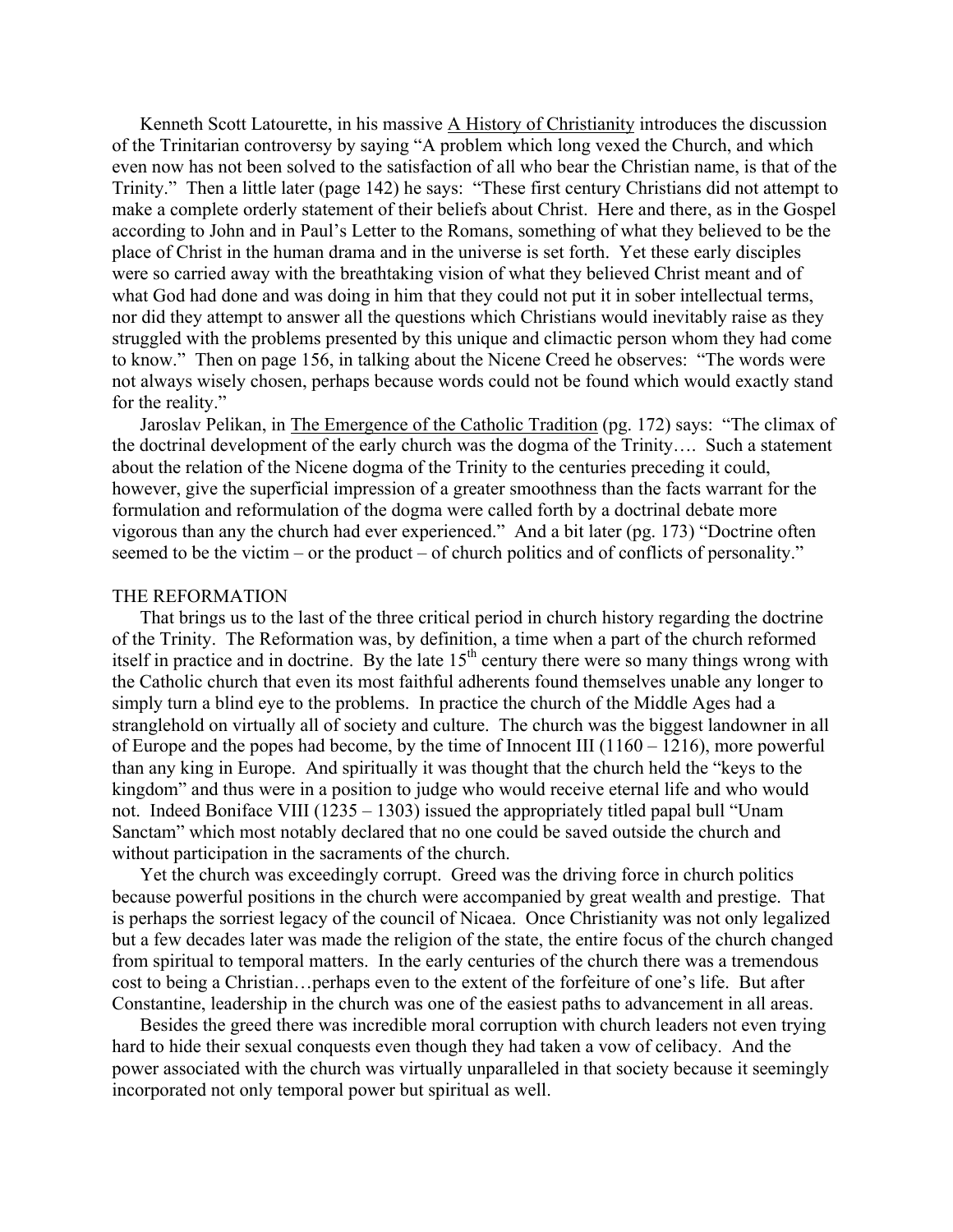Kenneth Scott Latourette, in his massive A History of Christianity introduces the discussion of the Trinitarian controversy by saying "A problem which long vexed the Church, and which even now has not been solved to the satisfaction of all who bear the Christian name, is that of the Trinity." Then a little later (page 142) he says: "These first century Christians did not attempt to make a complete orderly statement of their beliefs about Christ. Here and there, as in the Gospel according to John and in Paul's Letter to the Romans, something of what they believed to be the place of Christ in the human drama and in the universe is set forth. Yet these early disciples were so carried away with the breathtaking vision of what they believed Christ meant and of what God had done and was doing in him that they could not put it in sober intellectual terms, nor did they attempt to answer all the questions which Christians would inevitably raise as they struggled with the problems presented by this unique and climactic person whom they had come to know." Then on page 156, in talking about the Nicene Creed he observes: "The words were not always wisely chosen, perhaps because words could not be found which would exactly stand for the reality."

Jaroslav Pelikan, in The Emergence of the Catholic Tradition (pg. 172) says: "The climax of the doctrinal development of the early church was the dogma of the Trinity…. Such a statement about the relation of the Nicene dogma of the Trinity to the centuries preceding it could, however, give the superficial impression of a greater smoothness than the facts warrant for the formulation and reformulation of the dogma were called forth by a doctrinal debate more vigorous than any the church had ever experienced." And a bit later (pg. 173) "Doctrine often seemed to be the victim – or the product – of church politics and of conflicts of personality."

## THE REFORMATION

That brings us to the last of the three critical period in church history regarding the doctrine of the Trinity. The Reformation was, by definition, a time when a part of the church reformed itself in practice and in doctrine. By the late 15th century there were so many things wrong with the Catholic church that even its most faithful adherents found themselves unable any longer to simply turn a blind eye to the problems. In practice the church of the Middle Ages had a stranglehold on virtually all of society and culture. The church was the biggest landowner in all of Europe and the popes had become, by the time of Innocent III (1160 – 1216), more powerful than any king in Europe. And spiritually it was thought that the church held the "keys to the kingdom" and thus were in a position to judge who would receive eternal life and who would not. Indeed Boniface VIII (1235 – 1303) issued the appropriately titled papal bull "Unam Sanctam" which most notably declared that no one could be saved outside the church and without participation in the sacraments of the church.

Yet the church was exceedingly corrupt. Greed was the driving force in church politics because powerful positions in the church were accompanied by great wealth and prestige. That is perhaps the sorriest legacy of the council of Nicaea. Once Christianity was not only legalized but a few decades later was made the religion of the state, the entire focus of the church changed from spiritual to temporal matters. In the early centuries of the church there was a tremendous cost to being a Christian…perhaps even to the extent of the forfeiture of one's life. But after Constantine, leadership in the church was one of the easiest paths to advancement in all areas.

Besides the greed there was incredible moral corruption with church leaders not even trying hard to hide their sexual conquests even though they had taken a vow of celibacy. And the power associated with the church was virtually unparalleled in that society because it seemingly incorporated not only temporal power but spiritual as well.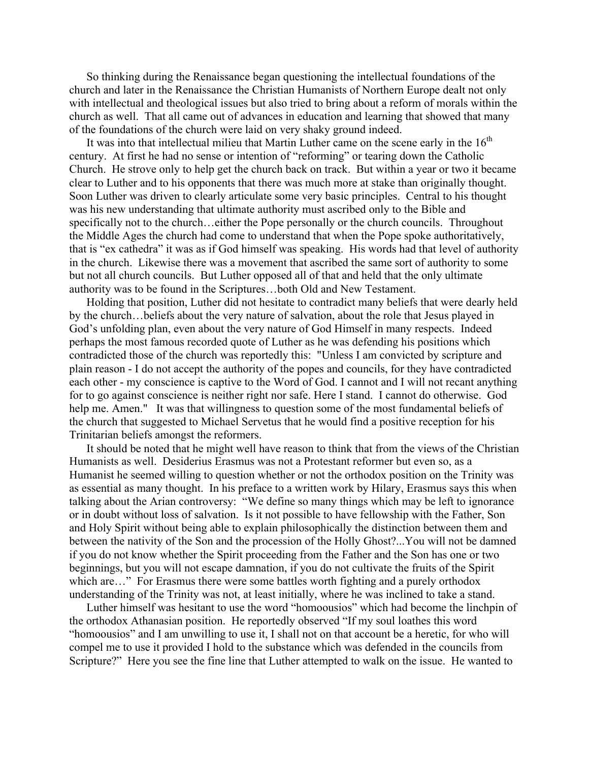So thinking during the Renaissance began questioning the intellectual foundations of the church and later in the Renaissance the Christian Humanists of Northern Europe dealt not only with intellectual and theological issues but also tried to bring about a reform of morals within the church as well. That all came out of advances in education and learning that showed that many of the foundations of the church were laid on very shaky ground indeed.

It was into that intellectual milieu that Martin Luther came on the scene early in the 16th century. At first he had no sense or intention of "reforming" or tearing down the Catholic Church. He strove only to help get the church back on track. But within a year or two it became clear to Luther and to his opponents that there was much more at stake than originally thought. Soon Luther was driven to clearly articulate some very basic principles. Central to his thought was his new understanding that ultimate authority must ascribed only to the Bible and specifically not to the church…either the Pope personally or the church councils. Throughout the Middle Ages the church had come to understand that when the Pope spoke authoritatively, that is "ex cathedra" it was as if God himself was speaking. His words had that level of authority in the church. Likewise there was a movement that ascribed the same sort of authority to some but not all church councils. But Luther opposed all of that and held that the only ultimate authority was to be found in the Scriptures…both Old and New Testament.

Holding that position, Luther did not hesitate to contradict many beliefs that were dearly held by the church…beliefs about the very nature of salvation, about the role that Jesus played in God's unfolding plan, even about the very nature of God Himself in many respects. Indeed perhaps the most famous recorded quote of Luther as he was defending his positions which contradicted those of the church was reportedly this: "Unless I am convicted by scripture and plain reason - I do not accept the authority of the popes and councils, for they have contradicted each other - my conscience is captive to the Word of God. I cannot and I will not recant anything for to go against conscience is neither right nor safe. Here I stand. I cannot do otherwise. God help me. Amen." It was that willingness to question some of the most fundamental beliefs of the church that suggested to Michael Servetus that he would find a positive reception for his Trinitarian beliefs amongst the reformers.

It should be noted that he might well have reason to think that from the views of the Christian Humanists as well. Desiderius Erasmus was not a Protestant reformer but even so, as a Humanist he seemed willing to question whether or not the orthodox position on the Trinity was as essential as many thought. In his preface to a written work by Hilary, Erasmus says this when talking about the Arian controversy: "We define so many things which may be left to ignorance or in doubt without loss of salvation. Is it not possible to have fellowship with the Father, Son and Holy Spirit without being able to explain philosophically the distinction between them and between the nativity of the Son and the procession of the Holly Ghost?...You will not be damned if you do not know whether the Spirit proceeding from the Father and the Son has one or two beginnings, but you will not escape damnation, if you do not cultivate the fruits of the Spirit which are…" For Erasmus there were some battles worth fighting and a purely orthodox understanding of the Trinity was not, at least initially, where he was inclined to take a stand.

Luther himself was hesitant to use the word "homoousios" which had become the linchpin of the orthodox Athanasian position. He reportedly observed "If my soul loathes this word "homoousios" and I am unwilling to use it, I shall not on that account be a heretic, for who will compel me to use it provided I hold to the substance which was defended in the councils from Scripture?" Here you see the fine line that Luther attempted to walk on the issue. He wanted to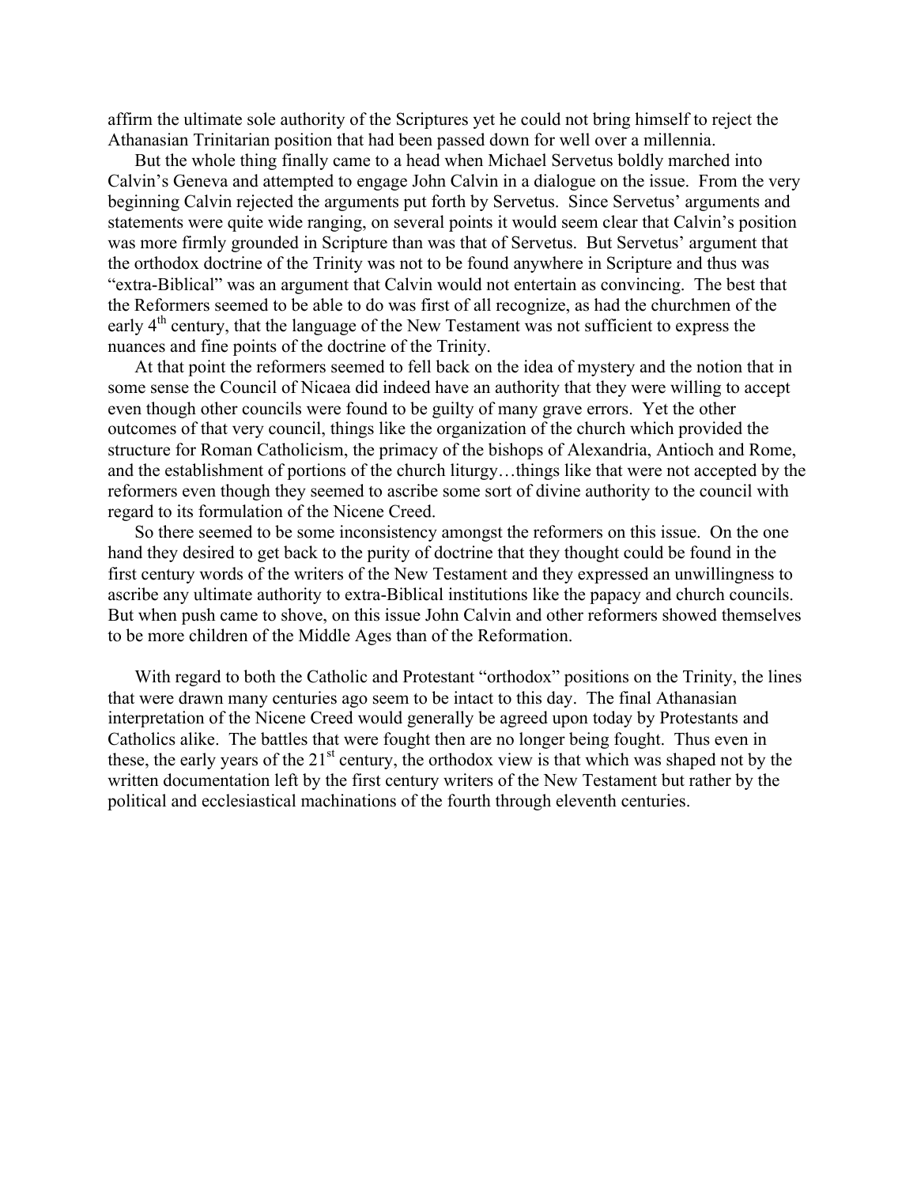affirm the ultimate sole authority of the Scriptures yet he could not bring himself to reject the Athanasian Trinitarian position that had been passed down for well over a millennia.

But the whole thing finally came to a head when Michael Servetus boldly marched into Calvin's Geneva and attempted to engage John Calvin in a dialogue on the issue. From the very beginning Calvin rejected the arguments put forth by Servetus. Since Servetus' arguments and statements were quite wide ranging, on several points it would seem clear that Calvin's position was more firmly grounded in Scripture than was that of Servetus. But Servetus' argument that the orthodox doctrine of the Trinity was not to be found anywhere in Scripture and thus was "extra-Biblical" was an argument that Calvin would not entertain as convincing. The best that the Reformers seemed to be able to do was first of all recognize, as had the churchmen of the early 4th century, that the language of the New Testament was not sufficient to express the nuances and fine points of the doctrine of the Trinity.

At that point the reformers seemed to fell back on the idea of mystery and the notion that in some sense the Council of Nicaea did indeed have an authority that they were willing to accept even though other councils were found to be guilty of many grave errors. Yet the other outcomes of that very council, things like the organization of the church which provided the structure for Roman Catholicism, the primacy of the bishops of Alexandria, Antioch and Rome, and the establishment of portions of the church liturgy…things like that were not accepted by the reformers even though they seemed to ascribe some sort of divine authority to the council with regard to its formulation of the Nicene Creed.

So there seemed to be some inconsistency amongst the reformers on this issue. On the one hand they desired to get back to the purity of doctrine that they thought could be found in the first century words of the writers of the New Testament and they expressed an unwillingness to ascribe any ultimate authority to extra-Biblical institutions like the papacy and church councils. But when push came to shove, on this issue John Calvin and other reformers showed themselves to be more children of the Middle Ages than of the Reformation.

With regard to both the Catholic and Protestant "orthodox" positions on the Trinity, the lines that were drawn many centuries ago seem to be intact to this day. The final Athanasian interpretation of the Nicene Creed would generally be agreed upon today by Protestants and Catholics alike. The battles that were fought then are no longer being fought. Thus even in these, the early years of the 21st century, the orthodox view is that which was shaped not by the written documentation left by the first century writers of the New Testament but rather by the political and ecclesiastical machinations of the fourth through eleventh centuries.